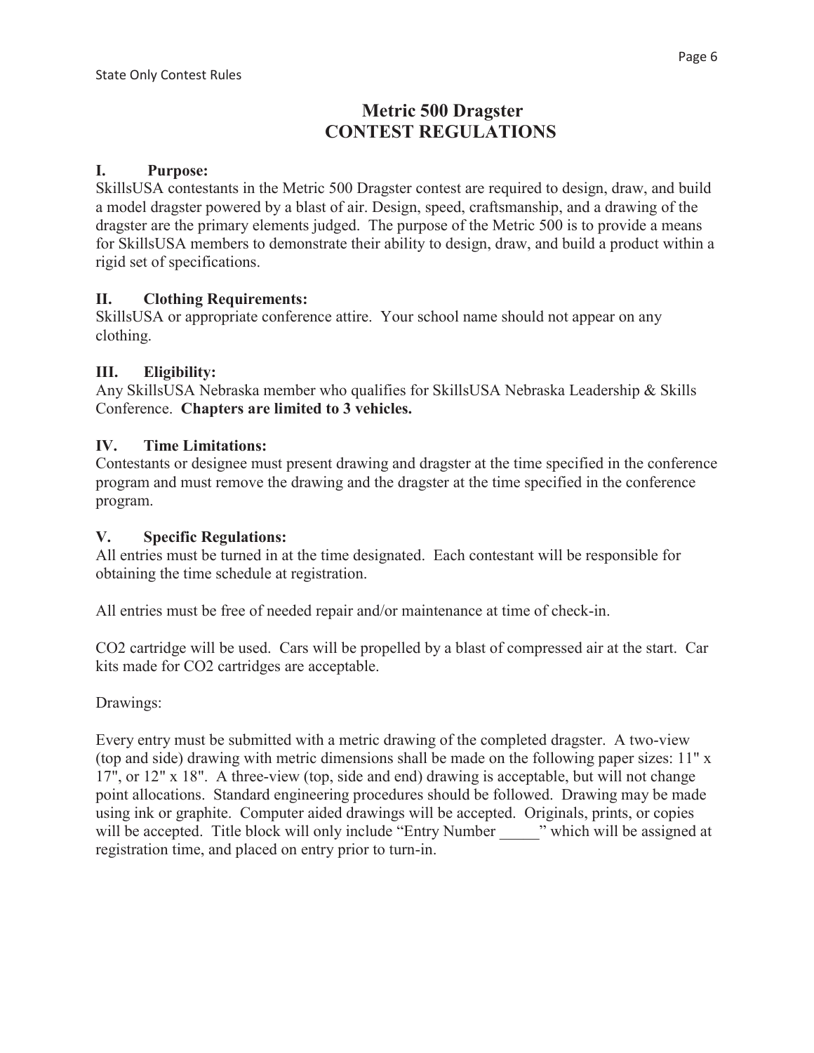State Only Contest Rules

# Metric 500 Dragster
# CONTEST REGULATIONS

## I. Purpose:

SkillsUSA contestants in the Metric 500 Dragster contest are required to design, draw, and build a model dragster powered by a blast of air. Design, speed, craftsmanship, and a drawing of the dragster are the primary elements judged. The purpose of the Metric 500 is to provide a means for SkillsUSA members to demonstrate their ability to design, draw, and build a product within a rigid set of specifications.

## II. Clothing Requirements:

SkillsUSA or appropriate conference attire. Your school name should not appear on any clothing.

## III. Eligibility:

Any SkillsUSA Nebraska member who qualifies for SkillsUSA Nebraska Leadership & Skills Conference. **Chapters are limited to 3 vehicles.**

## IV. Time Limitations:

Contestants or designee must present drawing and dragster at the time specified in the conference program and must remove the drawing and the dragster at the time specified in the conference program.

## V. Specific Regulations:

All entries must be turned in at the time designated. Each contestant will be responsible for obtaining the time schedule at registration.

All entries must be free of needed repair and/or maintenance at time of check-in.

$CO_2$ cartridge will be used. Cars will be propelled by a blast of compressed air at the start. Car kits made for $CO_2$ cartridges are acceptable.

Drawings:

Every entry must be submitted with a metric drawing of the completed dragster. A two-view (top and side) drawing with metric dimensions shall be made on the following paper sizes: 11" x 17", or 12" x 18". A three-view (top, side and end) drawing is acceptable, but will not change point allocations. Standard engineering procedures should be followed. Drawing may be made using ink or graphite. Computer aided drawings will be accepted. Originals, prints, or copies will be accepted. Title block will only include "Entry Number _____" which will be assigned at registration time, and placed on entry prior to turn-in.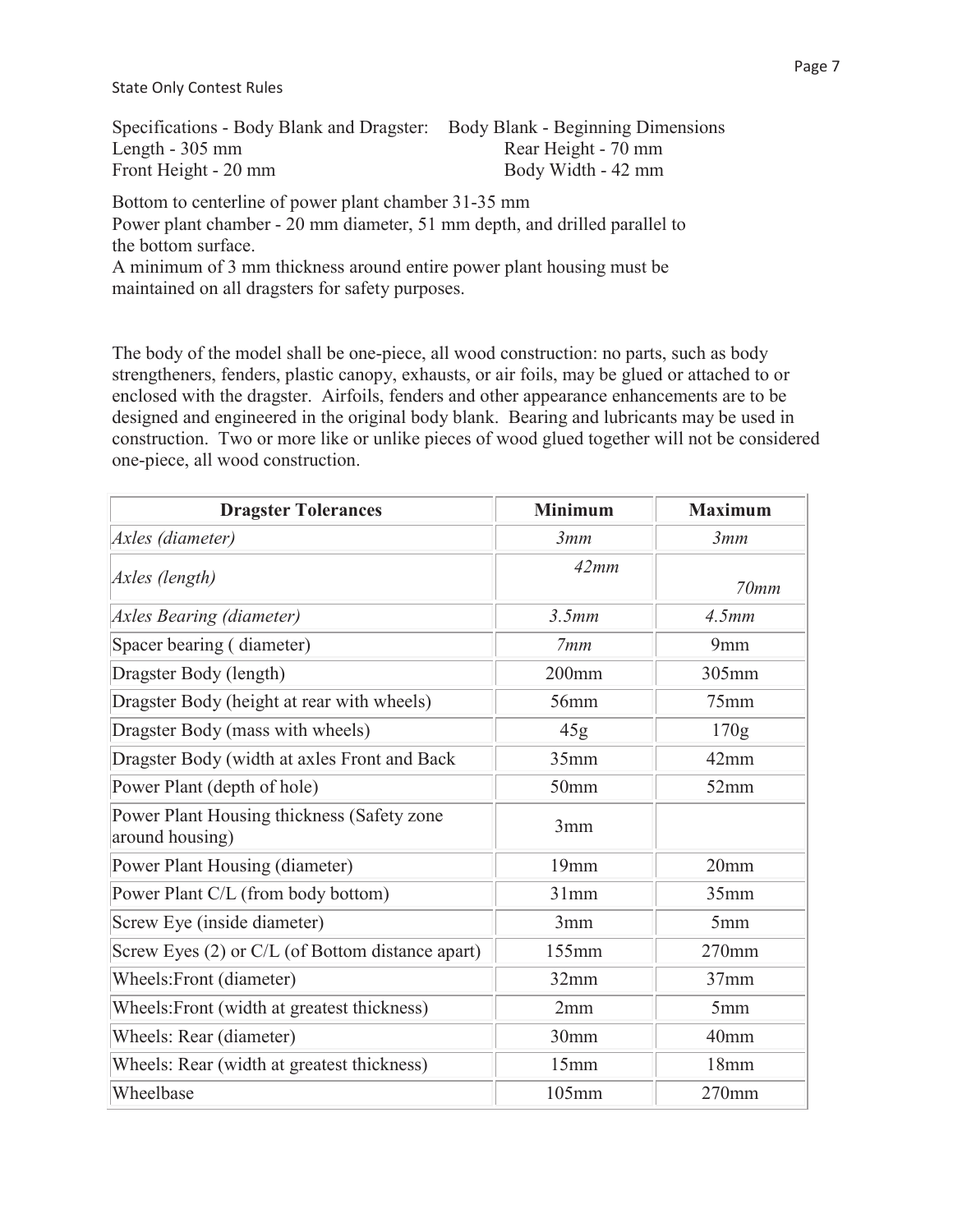Specifications - Body Blank and Dragster: Body Blank - Beginning Dimensions

Length - 305 mm
Rear Height - 70 mm
Front Height - 20 mm
Body Width - 42 mm

Bottom to centerline of power plant chamber 31-35 mm
Power plant chamber - 20 mm diameter, 51 mm depth, and drilled parallel to the bottom surface.
A minimum of 3 mm thickness around entire power plant housing must be maintained on all dragsters for safety purposes.

The body of the model shall be one-piece, all wood construction: no parts, such as body strengtheners, fenders, plastic canopy, exhausts, or air foils, may be glued or attached to or enclosed with the dragster. Airfoils, fenders and other appearance enhancements are to be designed and engineered in the original body blank. Bearing and lubricants may be used in construction. Two or more like or unlike pieces of wood glued together will not be considered one-piece, all wood construction.

| Dragster Tolerances | Minimum | Maximum |
|---|---|---|
| *Axles (diameter)* | *3mm* | *3mm* |
| *Axles (length)* | *42mm* | *70mm* |
| *Axles Bearing (diameter)* | *3.5mm* | *4.5mm* |
| Spacer bearing ( diameter) | *7mm* | 9mm |
| Dragster Body (length) | 200mm | 305mm |
| Dragster Body (height at rear with wheels) | 56mm | 75mm |
| Dragster Body (mass with wheels) | 45g | 170g |
| Dragster Body (width at axles Front and Back | 35mm | 42mm |
| Power Plant (depth of hole) | 50mm | 52mm |
| Power Plant Housing thickness (Safety zone around housing) | 3mm | |
| Power Plant Housing (diameter) | 19mm | 20mm |
| Power Plant C/L (from body bottom) | 31mm | 35mm |
| Screw Eye (inside diameter) | 3mm | 5mm |
| Screw Eyes (2) or C/L (of Bottom distance apart) | 155mm | 270mm |
| Wheels:Front (diameter) | 32mm | 37mm |
| Wheels:Front (width at greatest thickness) | 2mm | 5mm |
| Wheels: Rear (diameter) | 30mm | 40mm |
| Wheels: Rear (width at greatest thickness) | 15mm | 18mm |
| Wheelbase | 105mm | 270mm |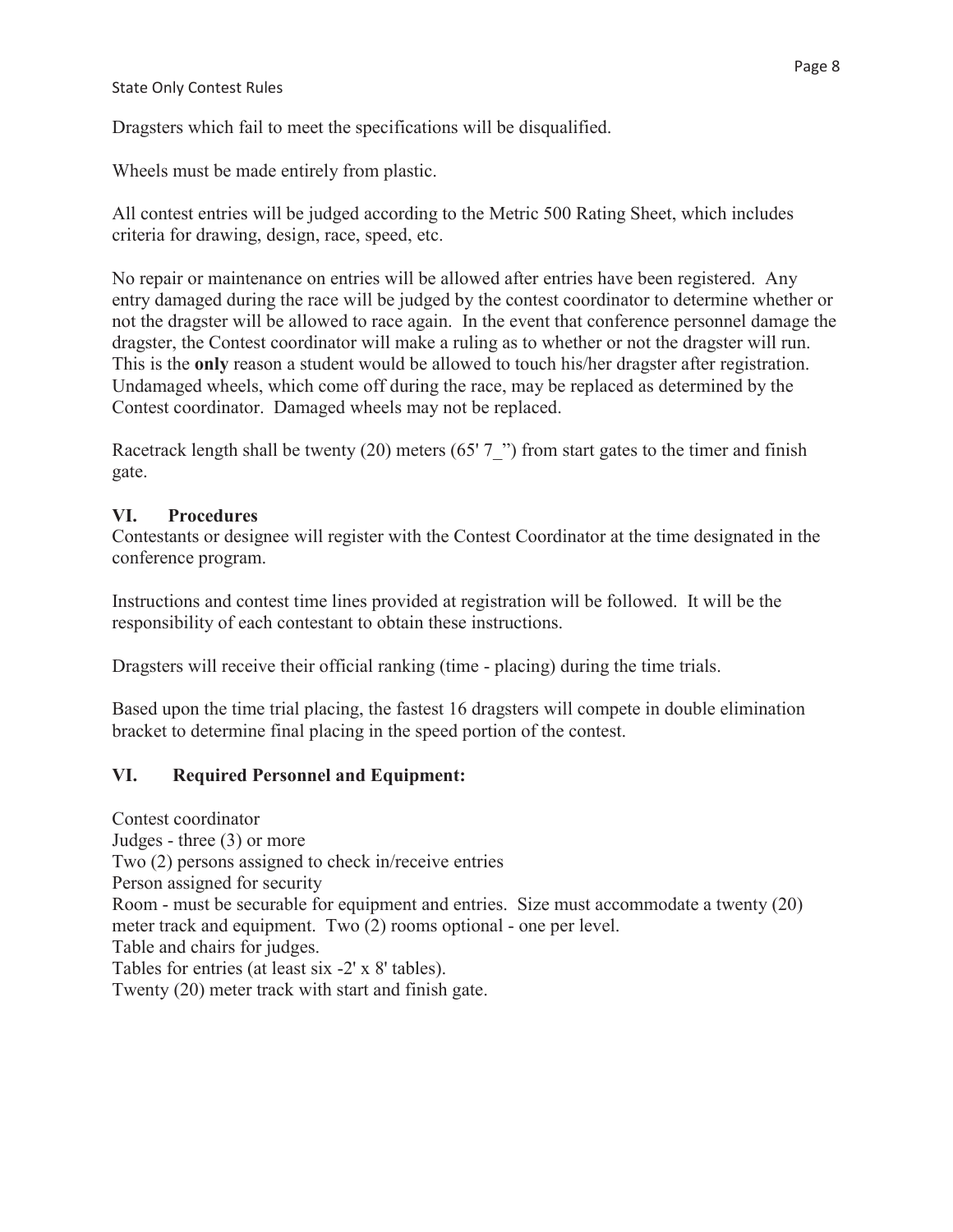Dragsters which fail to meet the specifications will be disqualified.

Wheels must be made entirely from plastic.

All contest entries will be judged according to the Metric 500 Rating Sheet, which includes criteria for drawing, design, race, speed, etc.

No repair or maintenance on entries will be allowed after entries have been registered. Any entry damaged during the race will be judged by the contest coordinator to determine whether or not the dragster will be allowed to race again. In the event that conference personnel damage the dragster, the Contest coordinator will make a ruling as to whether or not the dragster will run. This is the **only** reason a student would be allowed to touch his/her dragster after registration. Undamaged wheels, which come off during the race, may be replaced as determined by the Contest coordinator. Damaged wheels may not be replaced.

Racetrack length shall be twenty (20) meters (65' 7_") from start gates to the timer and finish gate.

## VI. Procedures

Contestants or designee will register with the Contest Coordinator at the time designated in the conference program.

Instructions and contest time lines provided at registration will be followed. It will be the responsibility of each contestant to obtain these instructions.

Dragsters will receive their official ranking (time - placing) during the time trials.

Based upon the time trial placing, the fastest 16 dragsters will compete in double elimination bracket to determine final placing in the speed portion of the contest.

## VI. Required Personnel and Equipment:

Contest coordinator
Judges - three (3) or more
Two (2) persons assigned to check in/receive entries
Person assigned for security
Room - must be securable for equipment and entries. Size must accommodate a twenty (20) meter track and equipment. Two (2) rooms optional - one per level.
Table and chairs for judges.
Tables for entries (at least six -2' x 8' tables).
Twenty (20) meter track with start and finish gate.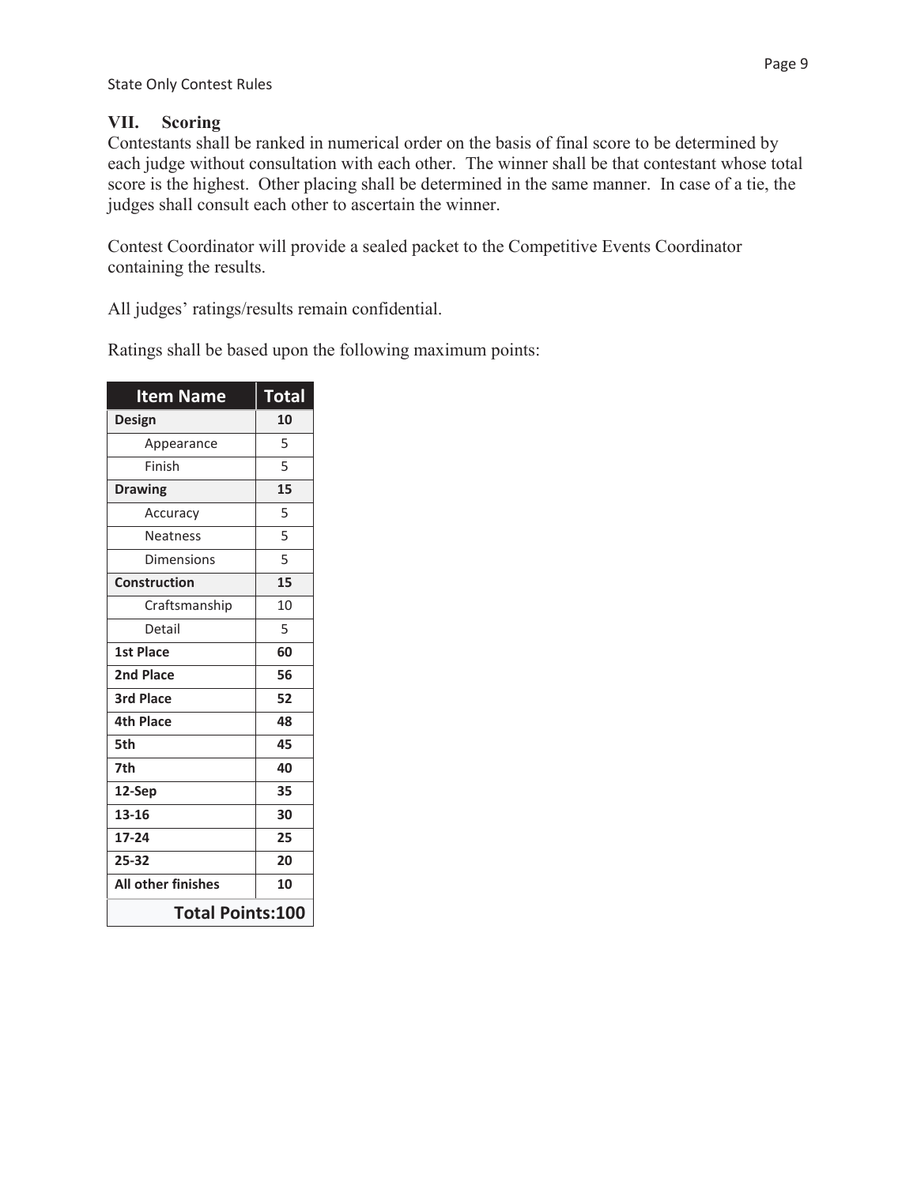State Only Contest Rules

## VII. Scoring

Contestants shall be ranked in numerical order on the basis of final score to be determined by each judge without consultation with each other. The winner shall be that contestant whose total score is the highest. Other placing shall be determined in the same manner. In case of a tie, the judges shall consult each other to ascertain the winner.

Contest Coordinator will provide a sealed packet to the Competitive Events Coordinator containing the results.

All judges' ratings/results remain confidential.

Ratings shall be based upon the following maximum points:

| Item Name | Total |
|---|---|
| **Design** | **10** |
| Appearance | 5 |
| Finish | 5 |
| **Drawing** | **15** |
| Accuracy | 5 |
| Neatness | 5 |
| Dimensions | 5 |
| **Construction** | **15** |
| Craftsmanship | 10 |
| Detail | 5 |
| **1st Place** | **60** |
| **2nd Place** | **56** |
| **3rd Place** | **52** |
| **4th Place** | **48** |
| **5th** | **45** |
| **7th** | **40** |
| **12-Sep** | **35** |
| **13-16** | **30** |
| **17-24** | **25** |
| **25-32** | **20** |
| **All other finishes** | **10** |
| **Total Points:100** | |